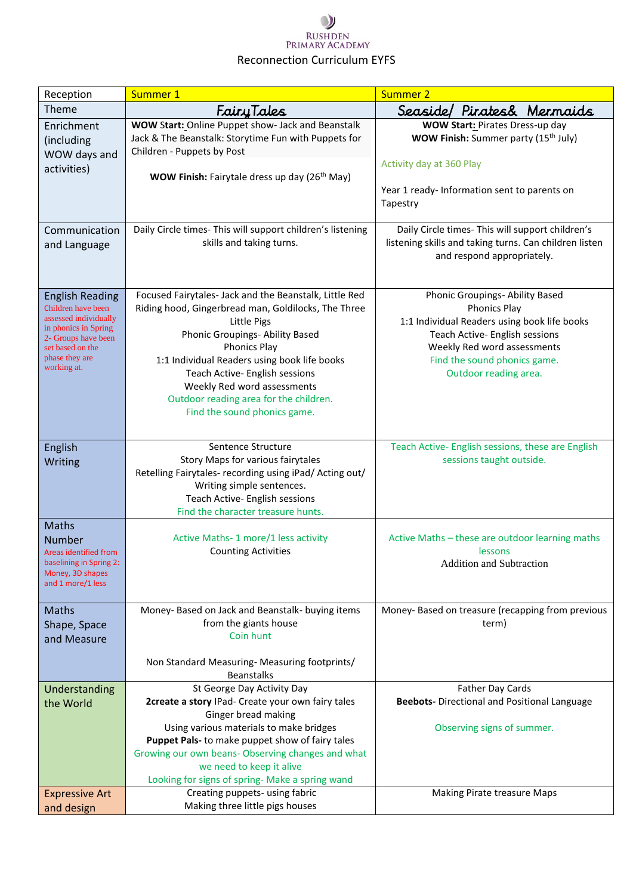RUSHDEN PRIMARY ACADEMY

# Reconnection Curriculum EYFS

| Reception | Summer 1 | Summer 2 |
| --- | --- | --- |
| Theme | Fairy Tales | Seaside/ Pirates& Mermaids |
| Enrichment (including WOW days and activities) | **WOW Start:** Online Puppet show- Jack and Beanstalk Jack & The Beanstalk: Storytime Fun with Puppets for Children - Puppets by Post<br><br>**WOW Finish:** Fairytale dress up day (26th May) | **WOW Start:** Pirates Dress-up day<br>**WOW Finish:** Summer party (15th July)<br><br>Activity day at 360 Play<br><br>Year 1 ready- Information sent to parents on Tapestry |
| Communication and Language | Daily Circle times- This will support children's listening skills and taking turns. | Daily Circle times- This will support children's listening skills and taking turns. Can children listen and respond appropriately. |
| English Reading<br>Children have been assessed individually in phonics in Spring 2- Groups have been set based on the phase they are working at. | Focused Fairytales- Jack and the Beanstalk, Little Red Riding hood, Gingerbread man, Goldilocks, The Three Little Pigs<br>Phonic Groupings- Ability Based<br>Phonics Play<br>1:1 Individual Readers using book life books<br>Teach Active- English sessions<br>Weekly Red word assessments<br>Outdoor reading area for the children.<br>Find the sound phonics game. | Phonic Groupings- Ability Based<br>Phonics Play<br>1:1 Individual Readers using book life books<br>Teach Active- English sessions<br>Weekly Red word assessments<br>Find the sound phonics game.<br>Outdoor reading area. |
| English Writing | Sentence Structure<br>Story Maps for various fairytales<br>Retelling Fairytales- recording using iPad/ Acting out/ Writing simple sentences.<br>Teach Active- English sessions<br>Find the character treasure hunts. | Teach Active- English sessions, these are English sessions taught outside. |
| Maths Number<br>Areas identified from baselining in Spring 2: Money, 3D shapes and 1 more/1 less | Active Maths- 1 more/1 less activity<br>Counting Activities | Active Maths – these are outdoor learning maths lessons<br>Addition and Subtraction |
| Maths Shape, Space and Measure | Money- Based on Jack and Beanstalk- buying items from the giants house<br>Coin hunt<br><br>Non Standard Measuring- Measuring footprints/ Beanstalks | Money- Based on treasure (recapping from previous term) |
| Understanding the World | St George Day Activity Day<br>**2create a story** IPad- Create your own fairy tales<br>Ginger bread making<br>Using various materials to make bridges<br>**Puppet Pals-** to make puppet show of fairy tales<br>Growing our own beans- Observing changes and what we need to keep it alive<br>Looking for signs of spring- Make a spring wand | Father Day Cards<br>**Beebots-** Directional and Positional Language<br><br>Observing signs of summer. |
| Expressive Art and design | Creating puppets- using fabric<br>Making three little pigs houses | Making Pirate treasure Maps |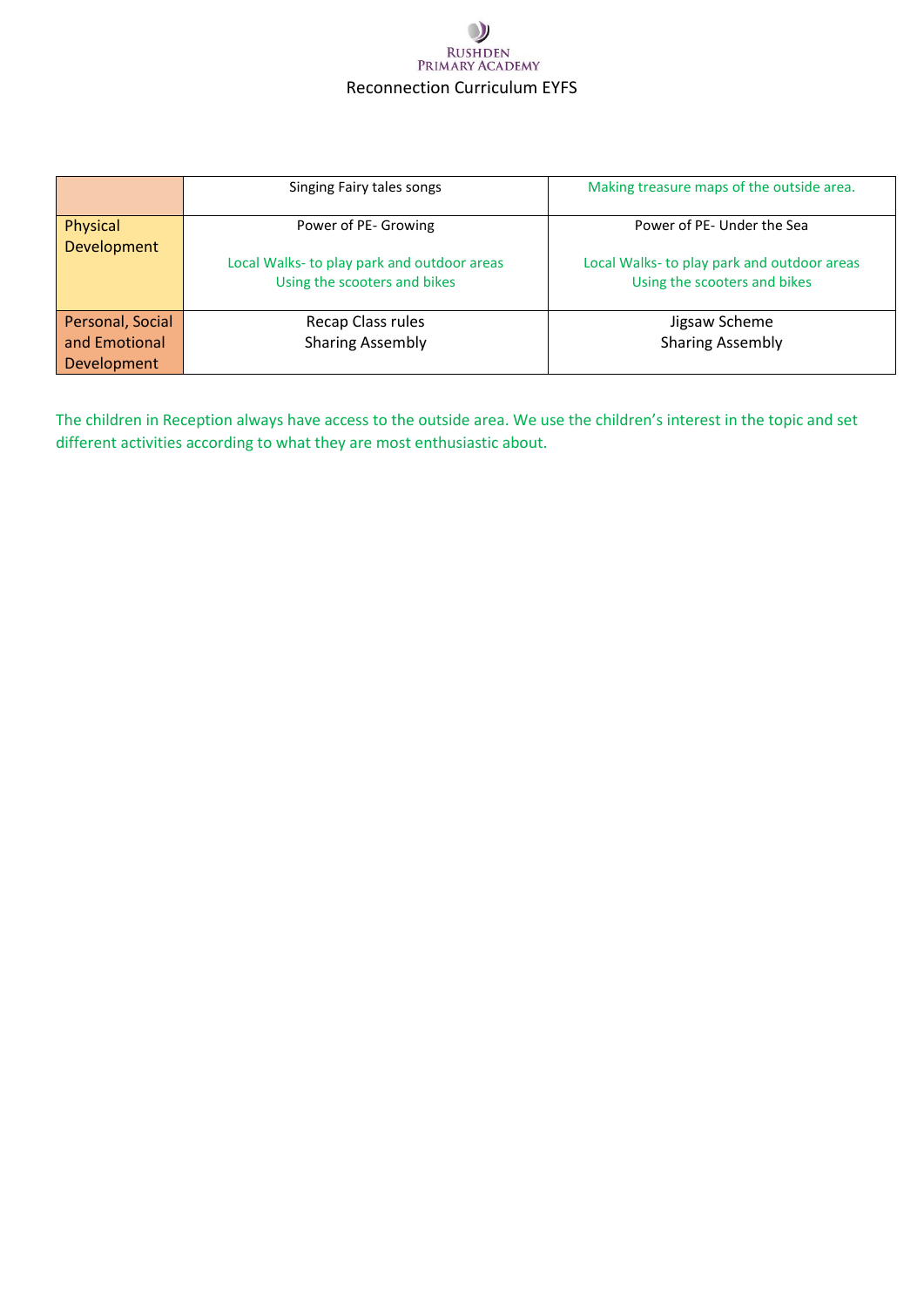Reconnection Curriculum EYFS

| | | |
|---|---|---|
| | Singing Fairy tales songs | Making treasure maps of the outside area. |
| Physical Development | Power of PE- Growing<br><br>Local Walks- to play park and outdoor areas<br>Using the scooters and bikes | Power of PE- Under the Sea<br><br>Local Walks- to play park and outdoor areas<br>Using the scooters and bikes |
| Personal, Social and Emotional Development | Recap Class rules<br>Sharing Assembly | Jigsaw Scheme<br>Sharing Assembly |

The children in Reception always have access to the outside area. We use the children's interest in the topic and set different activities according to what they are most enthusiastic about.